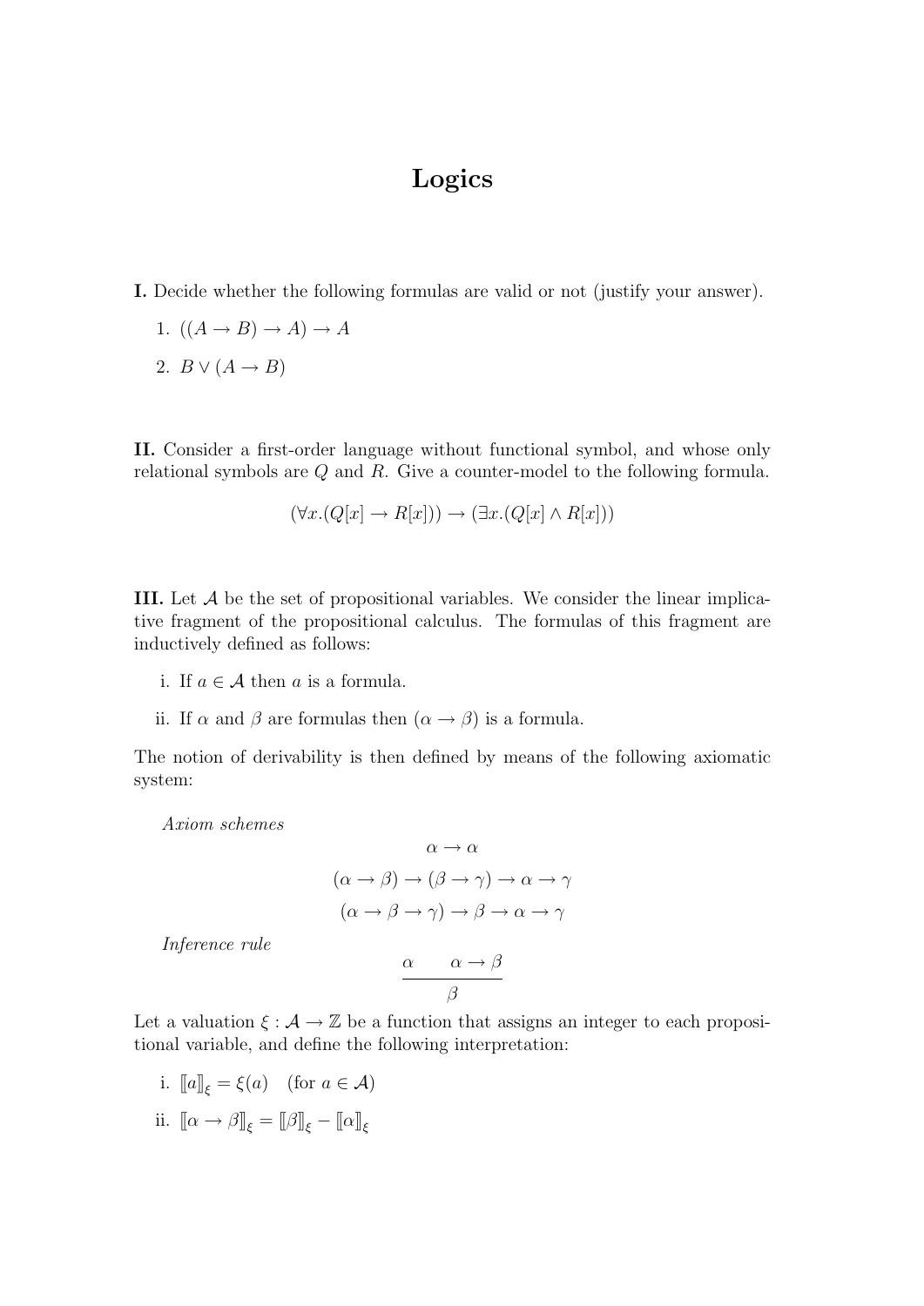# Logics

**I.** Decide whether the following formulas are valid or not (justify your answer).

1. $((A \to B) \to A) \to A$
2. $B \vee (A \to B)$

**II.** Consider a first-order language without functional symbol, and whose only relational symbols are $Q$ and $R$. Give a counter-model to the following formula.

$$(\forall x.(Q[x] \to R[x])) \to (\exists x.(Q[x] \wedge R[x]))$$

**III.** Let $\mathcal{A}$ be the set of propositional variables. We consider the linear implicative fragment of the propositional calculus. The formulas of this fragment are inductively defined as follows:

i. If $a \in \mathcal{A}$ then $a$ is a formula.

ii. If $\alpha$ and $\beta$ are formulas then $(\alpha \to \beta)$ is a formula.

The notion of derivability is then defined by means of the following axiomatic system:

*Axiom schemes*

$$\alpha \to \alpha$$

$$(\alpha \to \beta) \to (\beta \to \gamma) \to \alpha \to \gamma$$

$$(\alpha \to \beta \to \gamma) \to \beta \to \alpha \to \gamma$$

*Inference rule*

$$\frac{\alpha \qquad \alpha \to \beta}{\beta}$$

Let a valuation $\xi : \mathcal{A} \to \mathbb{Z}$ be a function that assigns an integer to each propositional variable, and define the following interpretation:

i. $[\![a]\!]_\xi = \xi(a) \quad (\text{for } a \in \mathcal{A})$

ii. $[\![\alpha \to \beta]\!]_\xi = [\![\beta]\!]_\xi - [\![\alpha]\!]_\xi$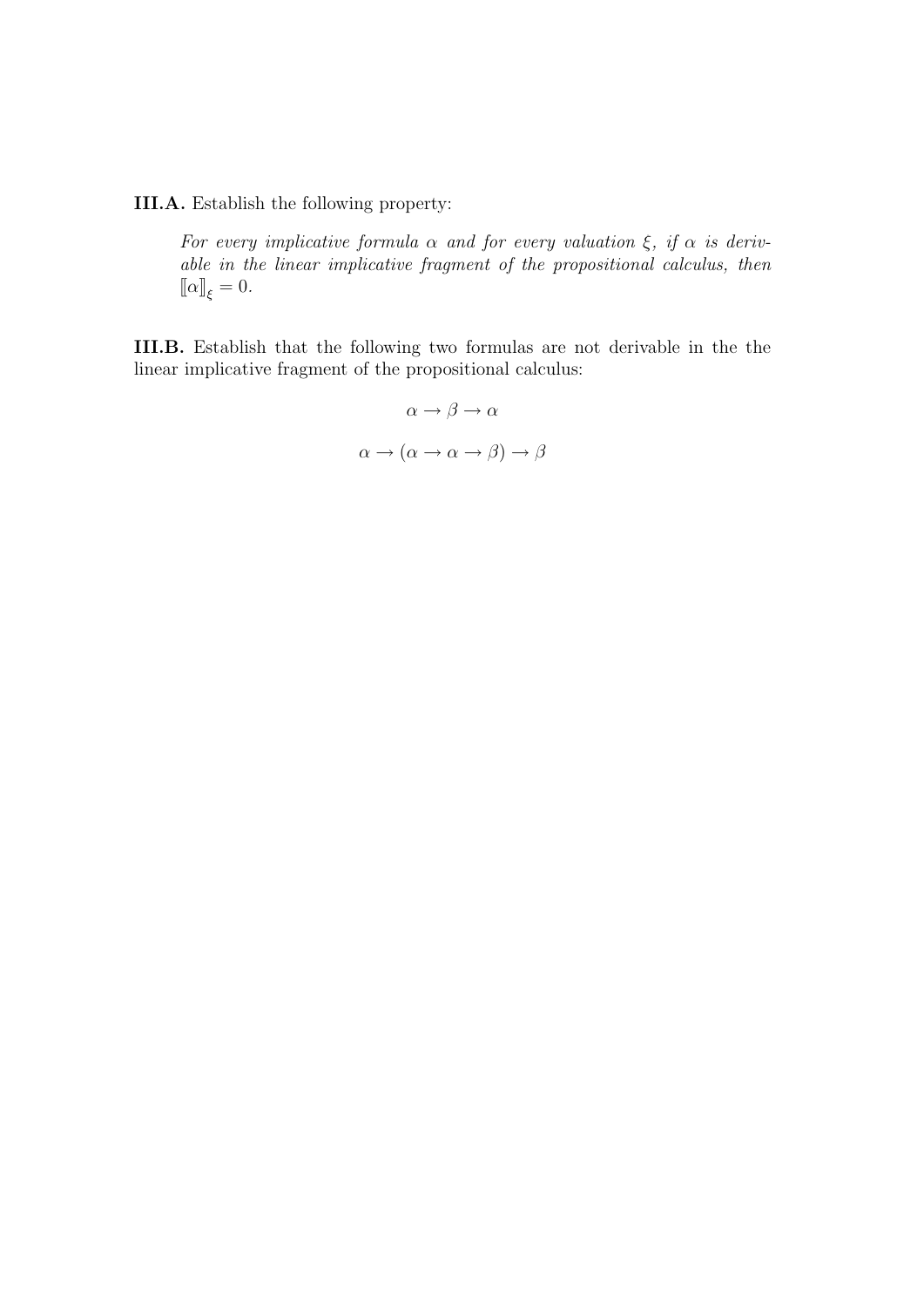**III.A.** Establish the following property:

> *For every implicative formula $\alpha$ and for every valuation $\xi$, if $\alpha$ is derivable in the linear implicative fragment of the propositional calculus, then $[\![\alpha]\!]_\xi = 0$.*

**III.B.** Establish that the following two formulas are not derivable in the the linear implicative fragment of the propositional calculus:

$$\alpha \to \beta \to \alpha$$

$$\alpha \to (\alpha \to \alpha \to \beta) \to \beta$$